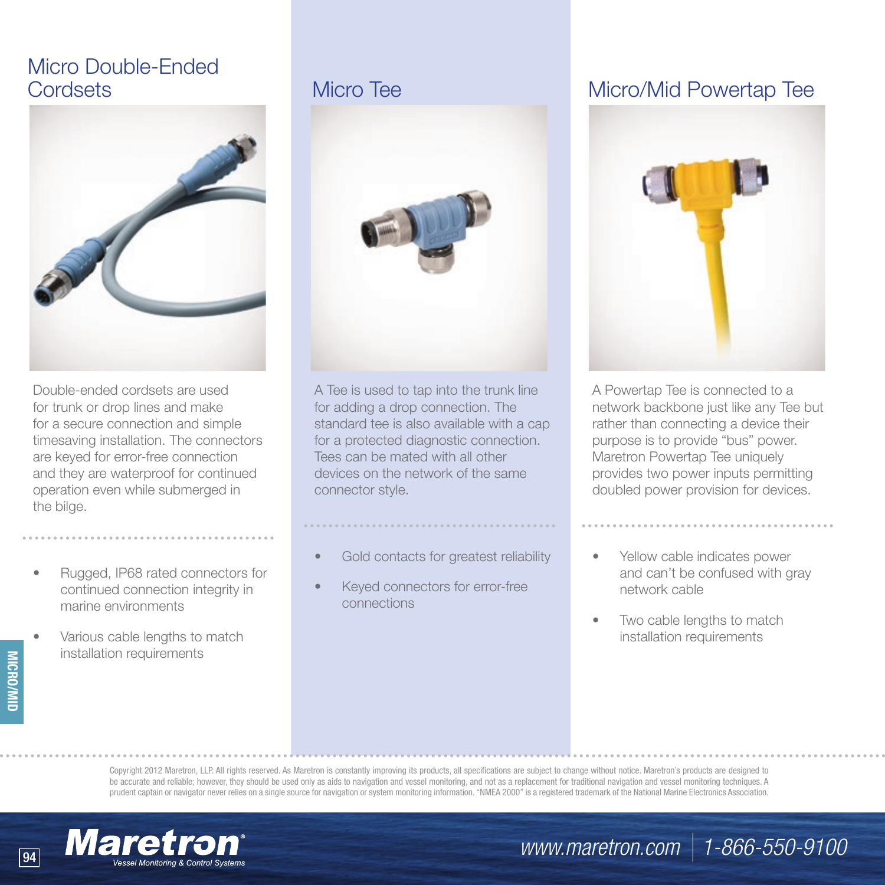## Micro Double-Ended Cordsets

Double-ended cordsets are used for trunk or drop lines and make for a secure connection and simple timesaving installation. The connectors are keyed for error-free connection and they are waterproof for continued operation even while submerged in the bilge.

- Rugged, IP68 rated connectors for continued connection integrity in marine environments
- Various cable lengths to match installation requirements

## Micro Tee

A Tee is used to tap into the trunk line for adding a drop connection. The standard tee is also available with a cap for a protected diagnostic connection. Tees can be mated with all other devices on the network of the same connector style.

- Gold contacts for greatest reliability
- Keyed connectors for error-free connections

## Micro/Mid Powertap Tee

A Powertap Tee is connected to a network backbone just like any Tee but rather than connecting a device their purpose is to provide “bus” power. Maretron Powertap Tee uniquely provides two power inputs permitting doubled power provision for devices.

- Yellow cable indicates power and can’t be confused with gray network cable
- Two cable lengths to match installation requirements

Copyright 2012 Maretron, LLP. All rights reserved. As Maretron is constantly improving its products, all specifications are subject to change without notice. Maretron’s products are designed to be accurate and reliable; however, they should be used only as aids to navigation and vessel monitoring, and not as a replacement for traditional navigation and vessel monitoring techniques. A prudent captain or navigator never relies on a single source for navigation or system monitoring information. “NMEA 2000” is a registered trademark of the National Marine Electronics Association.

Maretron® Vessel Monitoring & Control Systems

www.maretron.com | 1-866-550-9100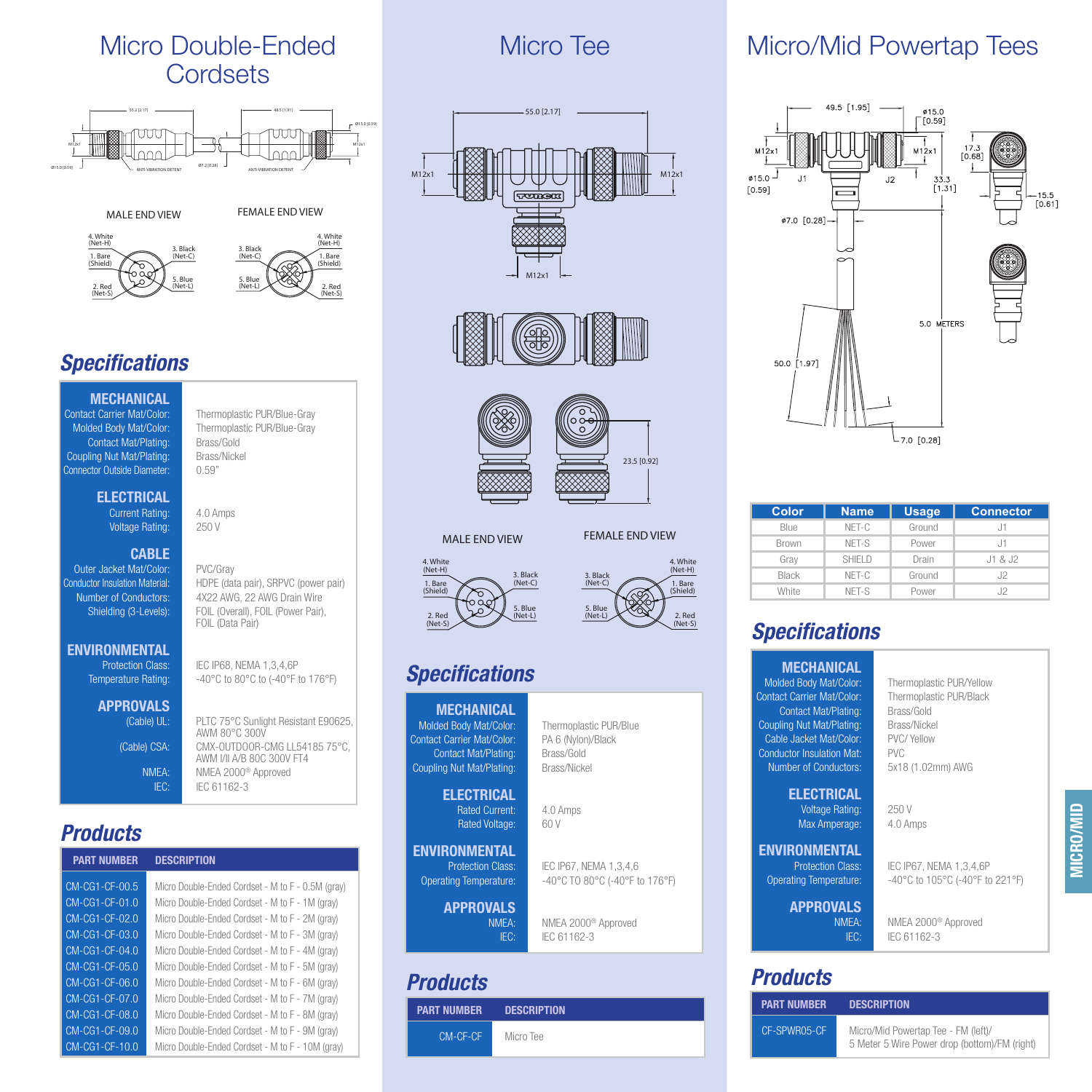# Micro Double-Ended Cordsets

55.2 [2.17]

48.5 [1.91]

M12x1

M12x1

Ø15.0 [0.59]

Ø15.0 [0.59]

Ø7.2 [0.28]

ANTI-VIBRATION DETENT

ANTI-VIBRATION DETENT

MALE END VIEW

4. White (Net-H)
3. Black (Net-C)
1. Bare (Shield)
5. Blue (Net-L)
2. Red (Net-S)

FEMALE END VIEW

4. White (Net-H)
3. Black (Net-C)
1. Bare (Shield)
5. Blue (Net-L)
2. Red (Net-S)

## Specifications

| | |
|---|---|
| **MECHANICAL** | |
| Contact Carrier Mat/Color: | Thermoplastic PUR/Blue-Gray |
| Molded Body Mat/Color: | Thermoplastic PUR/Blue-Gray |
| Contact Mat/Plating: | Brass/Gold |
| Coupling Nut Mat/Plating: | Brass/Nickel |
| Connector Outside Diameter: | 0.59" |
| **ELECTRICAL** | |
| Current Rating: | 4.0 Amps |
| Voltage Rating: | 250 V |
| **CABLE** | |
| Outer Jacket Mat/Color: | PVC/Gray |
| Conductor Insulation Material: | HDPE (data pair), SRPVC (power pair) |
| Number of Conductors: | 4X22 AWG, 22 AWG Drain Wire |
| Shielding (3-Levels): | FOIL (Overall), FOIL (Power Pair), FOIL (Data Pair) |
| **ENVIRONMENTAL** | |
| Protection Class: | IEC IP68, NEMA 1,3,4,6P |
| Temperature Rating: | -40°C to 80°C to (-40°F to 176°F) |
| **APPROVALS** | |
| (Cable) UL: | PLTC 75°C Sunlight Resistant E90625, AWM 80°C 300V |
| (Cable) CSA: | CMX-OUTDOOR-CMG LL54185 75°C, AWM I/II A/B 80C 300V FT4 |
| NMEA: | NMEA 2000® Approved |
| IEC: | IEC 61162-3 |

## Products

| PART NUMBER | DESCRIPTION |
|---|---|
| CM-CG1-CF-00.5 | Micro Double-Ended Cordset - M to F - 0.5M (gray) |
| CM-CG1-CF-01.0 | Micro Double-Ended Cordset - M to F - 1M (gray) |
| CM-CG1-CF-02.0 | Micro Double-Ended Cordset - M to F - 2M (gray) |
| CM-CG1-CF-03.0 | Micro Double-Ended Cordset - M to F - 3M (gray) |
| CM-CG1-CF-04.0 | Micro Double-Ended Cordset - M to F - 4M (gray) |
| CM-CG1-CF-05.0 | Micro Double-Ended Cordset - M to F - 5M (gray) |
| CM-CG1-CF-06.0 | Micro Double-Ended Cordset - M to F - 6M (gray) |
| CM-CG1-CF-07.0 | Micro Double-Ended Cordset - M to F - 7M (gray) |
| CM-CG1-CF-08.0 | Micro Double-Ended Cordset - M to F - 8M (gray) |
| CM-CG1-CF-09.0 | Micro Double-Ended Cordset - M to F - 9M (gray) |
| CM-CG1-CF-10.0 | Micro Double-Ended Cordset - M to F - 10M (gray) |

# Micro Tee

55.0 [2.17]

M12x1

M12x1

M12x1

23.5 [0.92]

MALE END VIEW

4. White (Net-H)
3. Black (Net-C)
1. Bare (Shield)
5. Blue (Net-L)
2. Red (Net-S)

FEMALE END VIEW

4. White (Net-H)
3. Black (Net-C)
1. Bare (Shield)
5. Blue (Net-L)
2. Red (Net-S)

## Specifications

| | |
|---|---|
| **MECHANICAL** | |
| Molded Body Mat/Color: | Thermoplastic PUR/Blue |
| Contact Carrier Mat/Color: | PA 6 (Nylon)/Black |
| Contact Mat/Plating: | Brass/Gold |
| Coupling Nut Mat/Plating: | Brass/Nickel |
| **ELECTRICAL** | |
| Rated Current: | 4.0 Amps |
| Rated Voltage: | 60 V |
| **ENVIRONMENTAL** | |
| Protection Class: | IEC IP67, NEMA 1,3,4,6 |
| Operating Temperature: | -40°C TO 80°C (-40°F to 176°F) |
| **APPROVALS** | |
| NMEA: | NMEA 2000® Approved |
| IEC: | IEC 61162-3 |

## Products

| PART NUMBER | DESCRIPTION |
|---|---|
| CM-CF-CF | Micro Tee |

# Micro/Mid Powertap Tees

49.5 [1.95]

ø15.0 [0.59]

M12x1

M12x1

ø15.0 [0.59]

J1

J2

17.3 [0.68]

33.3 [1.31]

15.5 [0.61]

ø7.0 [0.28]

5.0 METERS

50.0 [1.97]

7.0 [0.28]

| Color | Name | Usage | Connector |
|---|---|---|---|
| Blue | NET-C | Ground | J1 |
| Brown | NET-S | Power | J1 |
| Gray | SHIELD | Drain | J1 & J2 |
| Black | NET-C | Ground | J2 |
| White | NET-S | Power | J2 |

## Specifications

| | |
|---|---|
| **MECHANICAL** | |
| Molded Body Mat/Color: | Thermoplastic PUR/Yellow |
| Contact Carrier Mat/Color: | Thermoplastic PUR/Black |
| Contact Mat/Plating: | Brass/Gold |
| Coupling Nut Mat/Plating: | Brass/Nickel |
| Cable Jacket Mat/Color: | PVC/ Yellow |
| Conductor Insulation Mat: | PVC |
| Number of Conductors: | 5x18 (1.02mm) AWG |
| **ELECTRICAL** | |
| Voltage Rating: | 250 V |
| Max Amperage: | 4.0 Amps |
| **ENVIRONMENTAL** | |
| Protection Class: | IEC IP67, NEMA 1,3,4,6P |
| Operating Temperature: | -40°C to 105°C (-40°F to 221°F) |
| **APPROVALS** | |
| NMEA: | NMEA 2000® Approved |
| IEC: | IEC 61162-3 |

## Products

| PART NUMBER | DESCRIPTION |
|---|---|
| CF-SPWR05-CF | Micro/Mid Powertap Tee - FM (left)/ 5 Meter 5 Wire Power drop (bottom)/FM (right) |

MICRO/MID